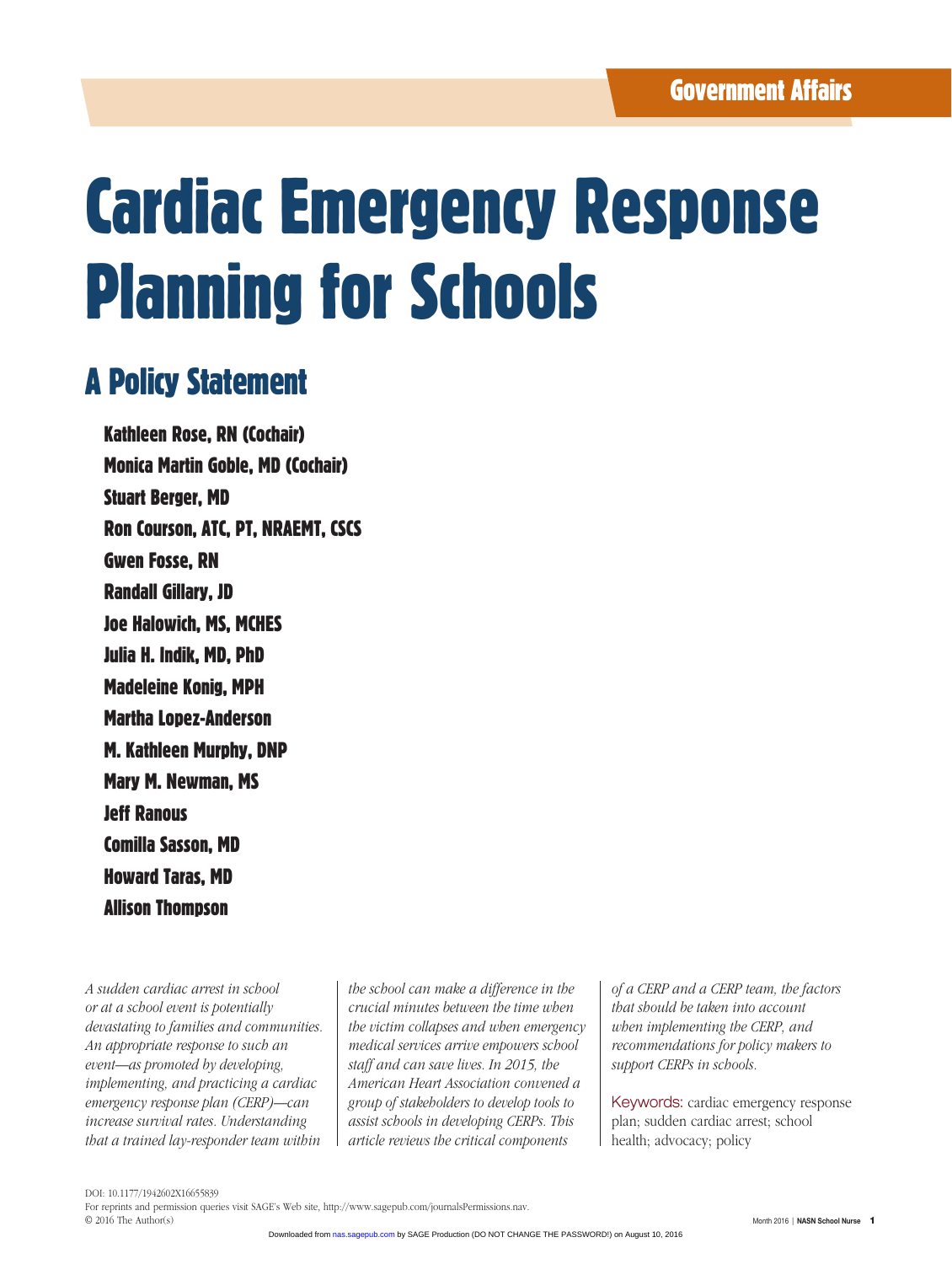Government Affairs

# Cardiac Emergency Response Planning for Schools

## A Policy Statement

**Kathleen Rose, RN (Cochair)**
**Monica Martin Goble, MD (Cochair)**
**Stuart Berger, MD**
**Ron Courson, ATC, PT, NRAEMT, CSCS**
**Gwen Fosse, RN**
**Randall Gillary, JD**
**Joe Halowich, MS, MCHES**
**Julia H. Indik, MD, PhD**
**Madeleine Konig, MPH**
**Martha Lopez-Anderson**
**M. Kathleen Murphy, DNP**
**Mary M. Newman, MS**
**Jeff Ranous**
**Comilla Sasson, MD**
**Howard Taras, MD**
**Allison Thompson**

*A sudden cardiac arrest in school or at a school event is potentially devastating to families and communities. An appropriate response to such an event—as promoted by developing, implementing, and practicing a cardiac emergency response plan (CERP)—can increase survival rates. Understanding that a trained lay-responder team within the school can make a difference in the crucial minutes between the time when the victim collapses and when emergency medical services arrive empowers school staff and can save lives. In 2015, the American Heart Association convened a group of stakeholders to develop tools to assist schools in developing CERPs. This article reviews the critical components of a CERP and a CERP team, the factors that should be taken into account when implementing the CERP, and recommendations for policy makers to support CERPs in schools.*

Keywords: cardiac emergency response plan; sudden cardiac arrest; school health; advocacy; policy

DOI: 10.1177/1942602X16655839
For reprints and permission queries visit SAGE's Web site, http://www.sagepub.com/journalsPermissions.nav.
© 2016 The Author(s)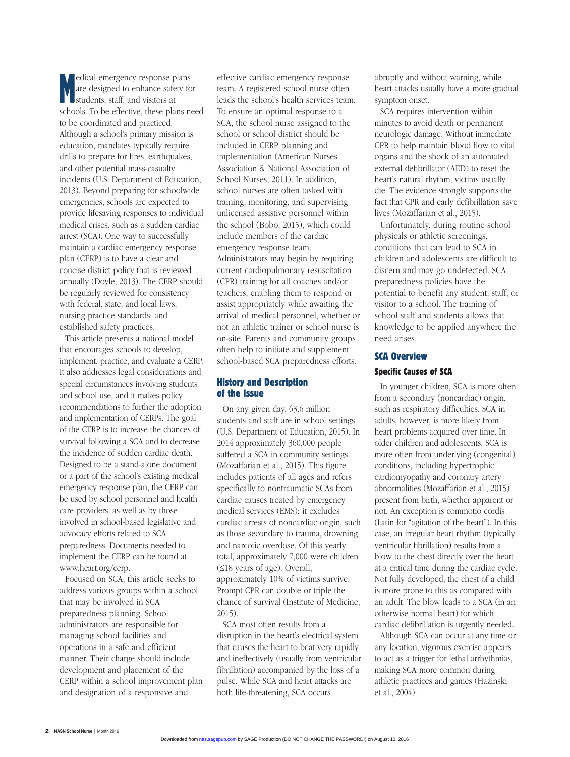Medical emergency response plans are designed to enhance safety for students, staff, and visitors at schools. To be effective, these plans need to be coordinated and practiced. Although a school's primary mission is education, mandates typically require drills to prepare for fires, earthquakes, and other potential mass-casualty incidents (U.S. Department of Education, 2013). Beyond preparing for schoolwide emergencies, schools are expected to provide lifesaving responses to individual medical crises, such as a sudden cardiac arrest (SCA). One way to successfully maintain a cardiac emergency response plan (CERP) is to have a clear and concise district policy that is reviewed annually (Doyle, 2013). The CERP should be regularly reviewed for consistency with federal, state, and local laws; nursing practice standards; and established safety practices.

This article presents a national model that encourages schools to develop, implement, practice, and evaluate a CERP. It also addresses legal considerations and special circumstances involving students and school use, and it makes policy recommendations to further the adoption and implementation of CERPs. The goal of the CERP is to increase the chances of survival following a SCA and to decrease the incidence of sudden cardiac death. Designed to be a stand-alone document or a part of the school's existing medical emergency response plan, the CERP can be used by school personnel and health care providers, as well as by those involved in school-based legislative and advocacy efforts related to SCA preparedness. Documents needed to implement the CERP can be found at www.heart.org/cerp.

Focused on SCA, this article seeks to address various groups within a school that may be involved in SCA preparedness planning. School administrators are responsible for managing school facilities and operations in a safe and efficient manner. Their charge should include development and placement of the CERP within a school improvement plan and designation of a responsive and effective cardiac emergency response team. A registered school nurse often leads the school's health services team. To ensure an optimal response to a SCA, the school nurse assigned to the school or school district should be included in CERP planning and implementation (American Nurses Association & National Association of School Nurses, 2011). In addition, school nurses are often tasked with training, monitoring, and supervising unlicensed assistive personnel within the school (Bobo, 2015), which could include members of the cardiac emergency response team. Administrators may begin by requiring current cardiopulmonary resuscitation (CPR) training for all coaches and/or teachers, enabling them to respond or assist appropriately while awaiting the arrival of medical personnel, whether or not an athletic trainer or school nurse is on-site. Parents and community groups often help to initiate and supplement school-based SCA preparedness efforts.

## History and Description of the Issue

On any given day, 63.6 million students and staff are in school settings (U.S. Department of Education, 2015). In 2014 approximately 360,000 people suffered a SCA in community settings (Mozaffarian et al., 2015). This figure includes patients of all ages and refers specifically to nontraumatic SCAs from cardiac causes treated by emergency medical services (EMS); it excludes cardiac arrests of noncardiac origin, such as those secondary to trauma, drowning, and narcotic overdose. Of this yearly total, approximately 7,000 were children (≤18 years of age). Overall, approximately 10% of victims survive. Prompt CPR can double or triple the chance of survival (Institute of Medicine, 2015).

SCA most often results from a disruption in the heart's electrical system that causes the heart to beat very rapidly and ineffectively (usually from ventricular fibrillation) accompanied by the loss of a pulse. While SCA and heart attacks are both life-threatening, SCA occurs abruptly and without warning, while heart attacks usually have a more gradual symptom onset.

SCA requires intervention within minutes to avoid death or permanent neurologic damage. Without immediate CPR to help maintain blood flow to vital organs and the shock of an automated external defibrillator (AED) to reset the heart's natural rhythm, victims usually die. The evidence strongly supports the fact that CPR and early defibrillation save lives (Mozaffarian et al., 2015).

Unfortunately, during routine school physicals or athletic screenings, conditions that can lead to SCA in children and adolescents are difficult to discern and may go undetected. SCA preparedness policies have the potential to benefit any student, staff, or visitor to a school. The training of school staff and students allows that knowledge to be applied anywhere the need arises.

## SCA Overview

### Specific Causes of SCA

In younger children, SCA is more often from a secondary (noncardiac) origin, such as respiratory difficulties. SCA in adults, however, is more likely from heart problems acquired over time. In older children and adolescents, SCA is more often from underlying (congenital) conditions, including hypertrophic cardiomyopathy and coronary artery abnormalities (Mozaffarian et al., 2015) present from birth, whether apparent or not. An exception is commotio cordis (Latin for "agitation of the heart"). In this case, an irregular heart rhythm (typically ventricular fibrillation) results from a blow to the chest directly over the heart at a critical time during the cardiac cycle. Not fully developed, the chest of a child is more prone to this as compared with an adult. The blow leads to a SCA (in an otherwise normal heart) for which cardiac defibrillation is urgently needed.

Although SCA can occur at any time or any location, vigorous exercise appears to act as a trigger for lethal arrhythmias, making SCA more common during athletic practices and games (Hazinski et al., 2004).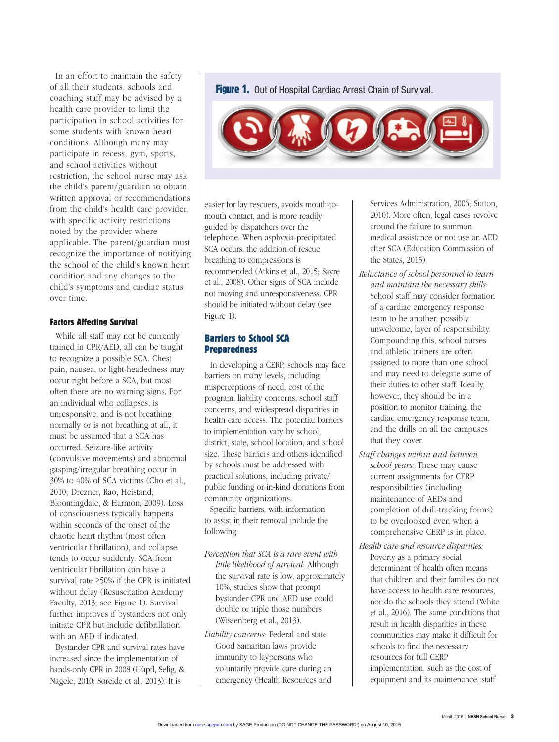In an effort to maintain the safety of all their students, schools and coaching staff may be advised by a health care provider to limit the participation in school activities for some students with known heart conditions. Although many may participate in recess, gym, sports, and school activities without restriction, the school nurse may ask the child's parent/guardian to obtain written approval or recommendations from the child's health care provider, with specific activity restrictions noted by the provider where applicable. The parent/guardian must recognize the importance of notifying the school of the child's known heart condition and any changes to the child's symptoms and cardiac status over time.

### Factors Affecting Survival

While all staff may not be currently trained in CPR/AED, all can be taught to recognize a possible SCA. Chest pain, nausea, or light-headedness may occur right before a SCA, but most often there are no warning signs. For an individual who collapses, is unresponsive, and is not breathing normally or is not breathing at all, it must be assumed that a SCA has occurred. Seizure-like activity (convulsive movements) and abnormal gasping/irregular breathing occur in 30% to 40% of SCA victims (Cho et al., 2010; Drezner, Rao, Heistand, Bloomingdale, & Harmon, 2009). Loss of consciousness typically happens within seconds of the onset of the chaotic heart rhythm (most often ventricular fibrillation), and collapse tends to occur suddenly. SCA from ventricular fibrillation can have a survival rate ≥50% if the CPR is initiated without delay (Resuscitation Academy Faculty, 2013; see Figure 1). Survival further improves if bystanders not only initiate CPR but include defibrillation with an AED if indicated.

Bystander CPR and survival rates have increased since the implementation of hands-only CPR in 2008 (Hüpfl, Selig, & Nagele, 2010; Søreide et al., 2013). It is easier for lay rescuers, avoids mouth-to-mouth contact, and is more readily guided by dispatchers over the telephone. When asphyxia-precipitated SCA occurs, the addition of rescue breathing to compressions is recommended (Atkins et al., 2015; Sayre et al., 2008). Other signs of SCA include not moving and unresponsiveness. CPR should be initiated without delay (see Figure 1).

**Figure 1.** Out of Hospital Cardiac Arrest Chain of Survival.

### Barriers to School SCA Preparedness

In developing a CERP, schools may face barriers on many levels, including misperceptions of need, cost of the program, liability concerns, school staff concerns, and widespread disparities in health care access. The potential barriers to implementation vary by school, district, state, school location, and school size. These barriers and others identified by schools must be addressed with practical solutions, including private/public funding or in-kind donations from community organizations.

Specific barriers, with information to assist in their removal include the following:

*Perception that SCA is a rare event with little likelihood of survival:* Although the survival rate is low, approximately 10%, studies show that prompt bystander CPR and AED use could double or triple those numbers (Wissenberg et al., 2013).

*Liability concerns:* Federal and state Good Samaritan laws provide immunity to laypersons who voluntarily provide care during an emergency (Health Resources and Services Administration, 2006; Sutton, 2010). More often, legal cases revolve around the failure to summon medical assistance or not use an AED after SCA (Education Commission of the States, 2015).

*Reluctance of school personnel to learn and maintain the necessary skills:* School staff may consider formation of a cardiac emergency response team to be another, possibly unwelcome, layer of responsibility. Compounding this, school nurses and athletic trainers are often assigned to more than one school and may need to delegate some of their duties to other staff. Ideally, however, they should be in a position to monitor training, the cardiac emergency response team, and the drills on all the campuses that they cover.

*Staff changes within and between school years:* These may cause current assignments for CERP responsibilities (including maintenance of AEDs and completion of drill-tracking forms) to be overlooked even when a comprehensive CERP is in place.

*Health care and resource disparities:* Poverty as a primary social determinant of health often means that children and their families do not have access to health care resources, nor do the schools they attend (White et al., 2016). The same conditions that result in health disparities in these communities may make it difficult for schools to find the necessary resources for full CERP implementation, such as the cost of equipment and its maintenance, staff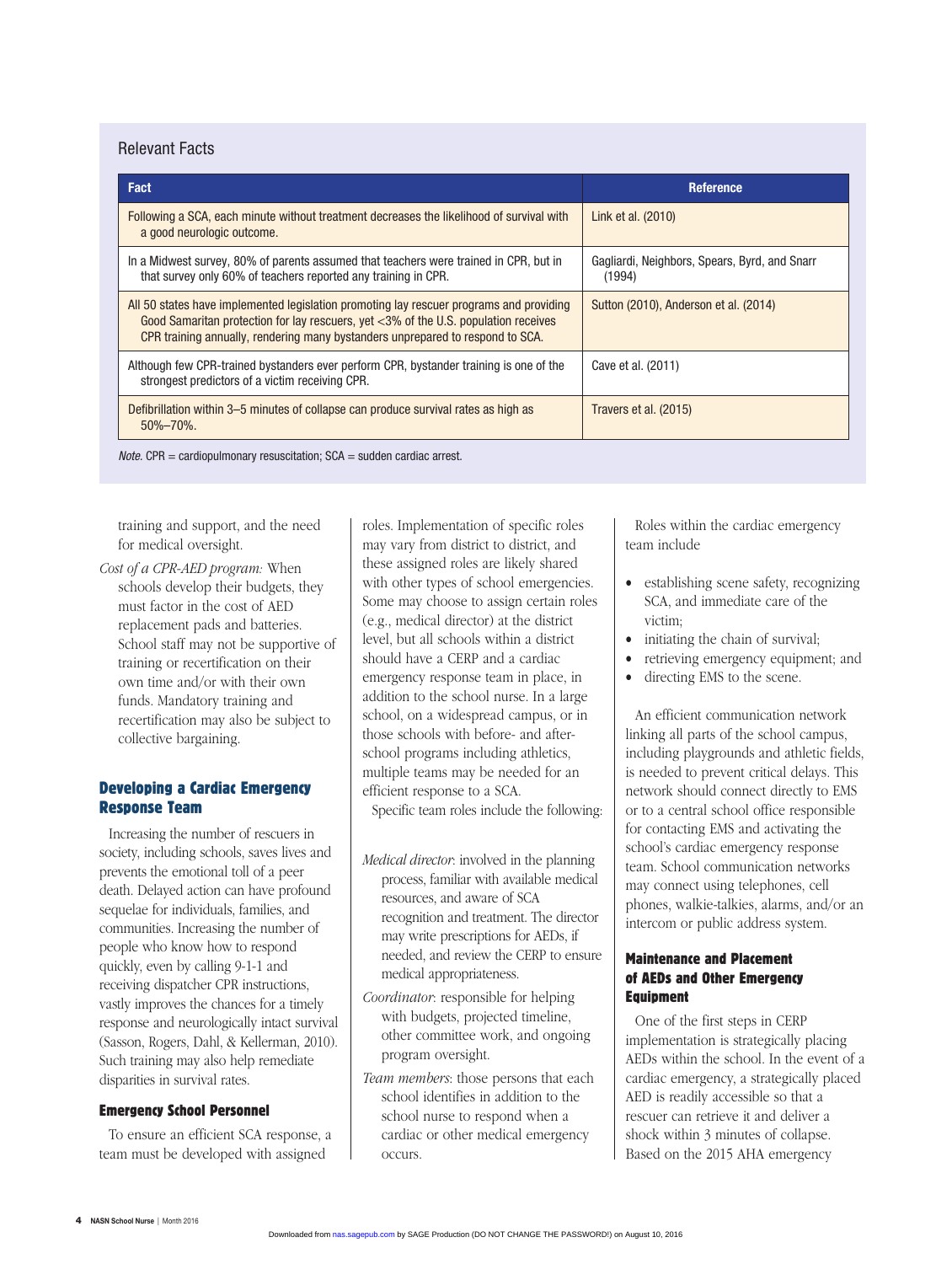Relevant Facts

| Fact | Reference |
| --- | --- |
| Following a SCA, each minute without treatment decreases the likelihood of survival with a good neurologic outcome. | Link et al. (2010) |
| In a Midwest survey, 80% of parents assumed that teachers were trained in CPR, but in that survey only 60% of teachers reported any training in CPR. | Gagliardi, Neighbors, Spears, Byrd, and Snarr (1994) |
| All 50 states have implemented legislation promoting lay rescuer programs and providing Good Samaritan protection for lay rescuers, yet <3% of the U.S. population receives CPR training annually, rendering many bystanders unprepared to respond to SCA. | Sutton (2010), Anderson et al. (2014) |
| Although few CPR-trained bystanders ever perform CPR, bystander training is one of the strongest predictors of a victim receiving CPR. | Cave et al. (2011) |
| Defibrillation within 3–5 minutes of collapse can produce survival rates as high as 50%–70%. | Travers et al. (2015) |

*Note.* CPR = cardiopulmonary resuscitation; SCA = sudden cardiac arrest.

training and support, and the need for medical oversight.

*Cost of a CPR-AED program:* When schools develop their budgets, they must factor in the cost of AED replacement pads and batteries. School staff may not be supportive of training or recertification on their own time and/or with their own funds. Mandatory training and recertification may also be subject to collective bargaining.

## Developing a Cardiac Emergency Response Team

Increasing the number of rescuers in society, including schools, saves lives and prevents the emotional toll of a peer death. Delayed action can have profound sequelae for individuals, families, and communities. Increasing the number of people who know how to respond quickly, even by calling 9-1-1 and receiving dispatcher CPR instructions, vastly improves the chances for a timely response and neurologically intact survival (Sasson, Rogers, Dahl, & Kellerman, 2010). Such training may also help remediate disparities in survival rates.

### Emergency School Personnel

To ensure an efficient SCA response, a team must be developed with assigned roles. Implementation of specific roles may vary from district to district, and these assigned roles are likely shared with other types of school emergencies. Some may choose to assign certain roles (e.g., medical director) at the district level, but all schools within a district should have a CERP and a cardiac emergency response team in place, in addition to the school nurse. In a large school, on a widespread campus, or in those schools with before- and after-school programs including athletics, multiple teams may be needed for an efficient response to a SCA.

Specific team roles include the following:

*Medical director*: involved in the planning process, familiar with available medical resources, and aware of SCA recognition and treatment. The director may write prescriptions for AEDs, if needed, and review the CERP to ensure medical appropriateness.

*Coordinator*: responsible for helping with budgets, projected timeline, other committee work, and ongoing program oversight.

*Team members*: those persons that each school identifies in addition to the school nurse to respond when a cardiac or other medical emergency occurs.

Roles within the cardiac emergency team include

- establishing scene safety, recognizing SCA, and immediate care of the victim;
- initiating the chain of survival;
- retrieving emergency equipment; and
- directing EMS to the scene.

An efficient communication network linking all parts of the school campus, including playgrounds and athletic fields, is needed to prevent critical delays. This network should connect directly to EMS or to a central school office responsible for contacting EMS and activating the school's cardiac emergency response team. School communication networks may connect using telephones, cell phones, walkie-talkies, alarms, and/or an intercom or public address system.

### Maintenance and Placement of AEDs and Other Emergency Equipment

One of the first steps in CERP implementation is strategically placing AEDs within the school. In the event of a cardiac emergency, a strategically placed AED is readily accessible so that a rescuer can retrieve it and deliver a shock within 3 minutes of collapse. Based on the 2015 AHA emergency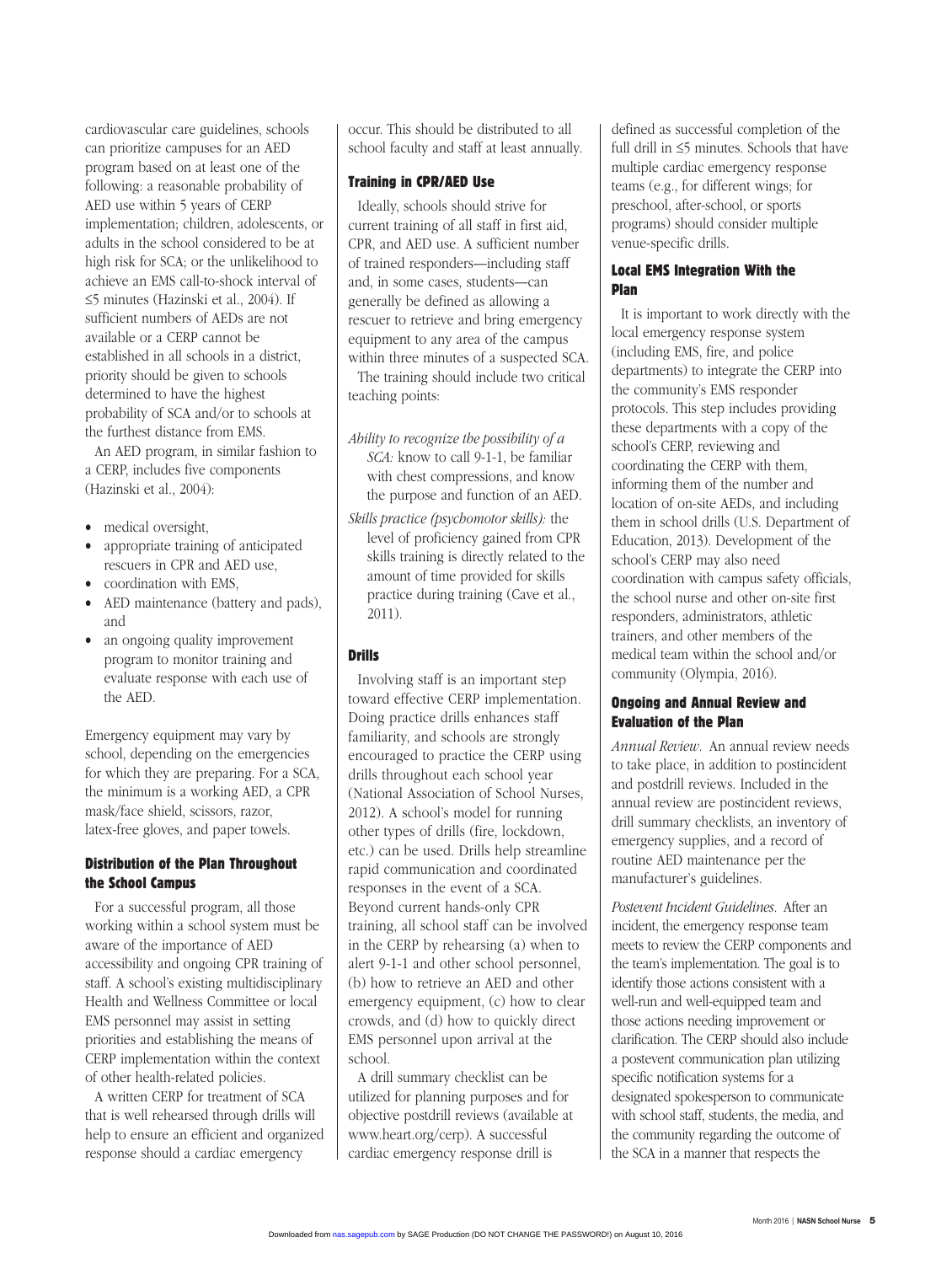cardiovascular care guidelines, schools can prioritize campuses for an AED program based on at least one of the following: a reasonable probability of AED use within 5 years of CERP implementation; children, adolescents, or adults in the school considered to be at high risk for SCA; or the unlikelihood to achieve an EMS call-to-shock interval of ≤5 minutes (Hazinski et al., 2004). If sufficient numbers of AEDs are not available or a CERP cannot be established in all schools in a district, priority should be given to schools determined to have the highest probability of SCA and/or to schools at the furthest distance from EMS.

An AED program, in similar fashion to a CERP, includes five components (Hazinski et al., 2004):

- medical oversight,
- appropriate training of anticipated rescuers in CPR and AED use,
- coordination with EMS,
- AED maintenance (battery and pads), and
- an ongoing quality improvement program to monitor training and evaluate response with each use of the AED.

Emergency equipment may vary by school, depending on the emergencies for which they are preparing. For a SCA, the minimum is a working AED, a CPR mask/face shield, scissors, razor, latex-free gloves, and paper towels.

### Distribution of the Plan Throughout the School Campus

For a successful program, all those working within a school system must be aware of the importance of AED accessibility and ongoing CPR training of staff. A school's existing multidisciplinary Health and Wellness Committee or local EMS personnel may assist in setting priorities and establishing the means of CERP implementation within the context of other health-related policies.

A written CERP for treatment of SCA that is well rehearsed through drills will help to ensure an efficient and organized response should a cardiac emergency occur. This should be distributed to all school faculty and staff at least annually.

### Training in CPR/AED Use

Ideally, schools should strive for current training of all staff in first aid, CPR, and AED use. A sufficient number of trained responders—including staff and, in some cases, students—can generally be defined as allowing a rescuer to retrieve and bring emergency equipment to any area of the campus within three minutes of a suspected SCA. The training should include two critical teaching points:

*Ability to recognize the possibility of a SCA:* know to call 9-1-1, be familiar with chest compressions, and know the purpose and function of an AED.

*Skills practice (psychomotor skills):* the level of proficiency gained from CPR skills training is directly related to the amount of time provided for skills practice during training (Cave et al., 2011).

### Drills

Involving staff is an important step toward effective CERP implementation. Doing practice drills enhances staff familiarity, and schools are strongly encouraged to practice the CERP using drills throughout each school year (National Association of School Nurses, 2012). A school's model for running other types of drills (fire, lockdown, etc.) can be used. Drills help streamline rapid communication and coordinated responses in the event of a SCA. Beyond current hands-only CPR training, all school staff can be involved in the CERP by rehearsing (a) when to alert 9-1-1 and other school personnel, (b) how to retrieve an AED and other emergency equipment, (c) how to clear crowds, and (d) how to quickly direct EMS personnel upon arrival at the school.

A drill summary checklist can be utilized for planning purposes and for objective postdrill reviews (available at www.heart.org/cerp). A successful cardiac emergency response drill is defined as successful completion of the full drill in ≤5 minutes. Schools that have multiple cardiac emergency response teams (e.g., for different wings; for preschool, after-school, or sports programs) should consider multiple venue-specific drills.

### Local EMS Integration With the Plan

It is important to work directly with the local emergency response system (including EMS, fire, and police departments) to integrate the CERP into the community's EMS responder protocols. This step includes providing these departments with a copy of the school's CERP, reviewing and coordinating the CERP with them, informing them of the number and location of on-site AEDs, and including them in school drills (U.S. Department of Education, 2013). Development of the school's CERP may also need coordination with campus safety officials, the school nurse and other on-site first responders, administrators, athletic trainers, and other members of the medical team within the school and/or community (Olympia, 2016).

### Ongoing and Annual Review and Evaluation of the Plan

*Annual Review.* An annual review needs to take place, in addition to postincident and postdrill reviews. Included in the annual review are postincident reviews, drill summary checklists, an inventory of emergency supplies, and a record of routine AED maintenance per the manufacturer's guidelines.

*Postevent Incident Guidelines.* After an incident, the emergency response team meets to review the CERP components and the team's implementation. The goal is to identify those actions consistent with a well-run and well-equipped team and those actions needing improvement or clarification. The CERP should also include a postevent communication plan utilizing specific notification systems for a designated spokesperson to communicate with school staff, students, the media, and the community regarding the outcome of the SCA in a manner that respects the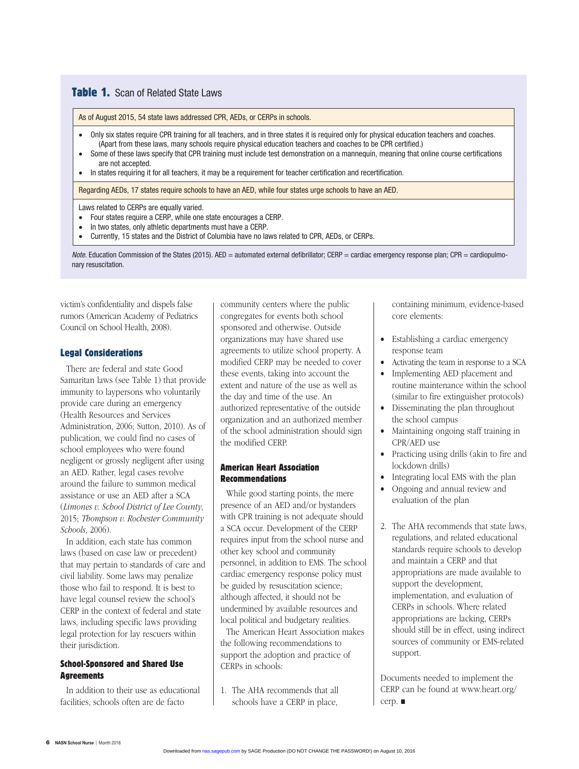**Table 1.** Scan of Related State Laws

As of August 2015, 54 state laws addressed CPR, AEDs, or CERPs in schools.

- Only six states require CPR training for all teachers, and in three states it is required only for physical education teachers and coaches. (Apart from these laws, many schools require physical education teachers and coaches to be CPR certified.)
- Some of these laws specify that CPR training must include test demonstration on a mannequin, meaning that online course certifications are not accepted.
- In states requiring it for all teachers, it may be a requirement for teacher certification and recertification.

Regarding AEDs, 17 states require schools to have an AED, while four states urge schools to have an AED.

Laws related to CERPs are equally varied.

- Four states require a CERP, while one state encourages a CERP.
- In two states, only athletic departments must have a CERP.
- Currently, 15 states and the District of Columbia have no laws related to CPR, AEDs, or CERPs.

*Note.* Education Commission of the States (2015). AED = automated external defibrillator; CERP = cardiac emergency response plan; CPR = cardiopulmonary resuscitation.

victim's confidentiality and dispels false rumors (American Academy of Pediatrics Council on School Health, 2008).

## Legal Considerations

There are federal and state Good Samaritan laws (see Table 1) that provide immunity to laypersons who voluntarily provide care during an emergency (Health Resources and Services Administration, 2006; Sutton, 2010). As of publication, we could find no cases of school employees who were found negligent or grossly negligent after using an AED. Rather, legal cases revolve around the failure to summon medical assistance or use an AED after a SCA (*Limones v. School District of Lee County*, 2015; *Thompson v. Rochester Community Schools*, 2006).

In addition, each state has common laws (based on case law or precedent) that may pertain to standards of care and civil liability. Some laws may penalize those who fail to respond. It is best to have legal counsel review the school's CERP in the context of federal and state laws, including specific laws providing legal protection for lay rescuers within their jurisdiction.

### School-Sponsored and Shared Use Agreements

In addition to their use as educational facilities, schools often are de facto community centers where the public congregates for events both school sponsored and otherwise. Outside organizations may have shared use agreements to utilize school property. A modified CERP may be needed to cover these events, taking into account the extent and nature of the use as well as the day and time of the use. An authorized representative of the outside organization and an authorized member of the school administration should sign the modified CERP.

### American Heart Association Recommendations

While good starting points, the mere presence of an AED and/or bystanders with CPR training is not adequate should a SCA occur. Development of the CERP requires input from the school nurse and other key school and community personnel, in addition to EMS. The school cardiac emergency response policy must be guided by resuscitation science; although affected, it should not be undermined by available resources and local political and budgetary realities.

The American Heart Association makes the following recommendations to support the adoption and practice of CERPs in schools:

1. The AHA recommends that all schools have a CERP in place, containing minimum, evidence-based core elements:

   - Establishing a cardiac emergency response team
   - Activating the team in response to a SCA
   - Implementing AED placement and routine maintenance within the school (similar to fire extinguisher protocols)
   - Disseminating the plan throughout the school campus
   - Maintaining ongoing staff training in CPR/AED use
   - Practicing using drills (akin to fire and lockdown drills)
   - Integrating local EMS with the plan
   - Ongoing and annual review and evaluation of the plan

2. The AHA recommends that state laws, regulations, and related educational standards require schools to develop and maintain a CERP and that appropriations are made available to support the development, implementation, and evaluation of CERPs in schools. Where related appropriations are lacking, CERPs should still be in effect, using indirect sources of community or EMS-related support.

Documents needed to implement the CERP can be found at www.heart.org/cerp. ■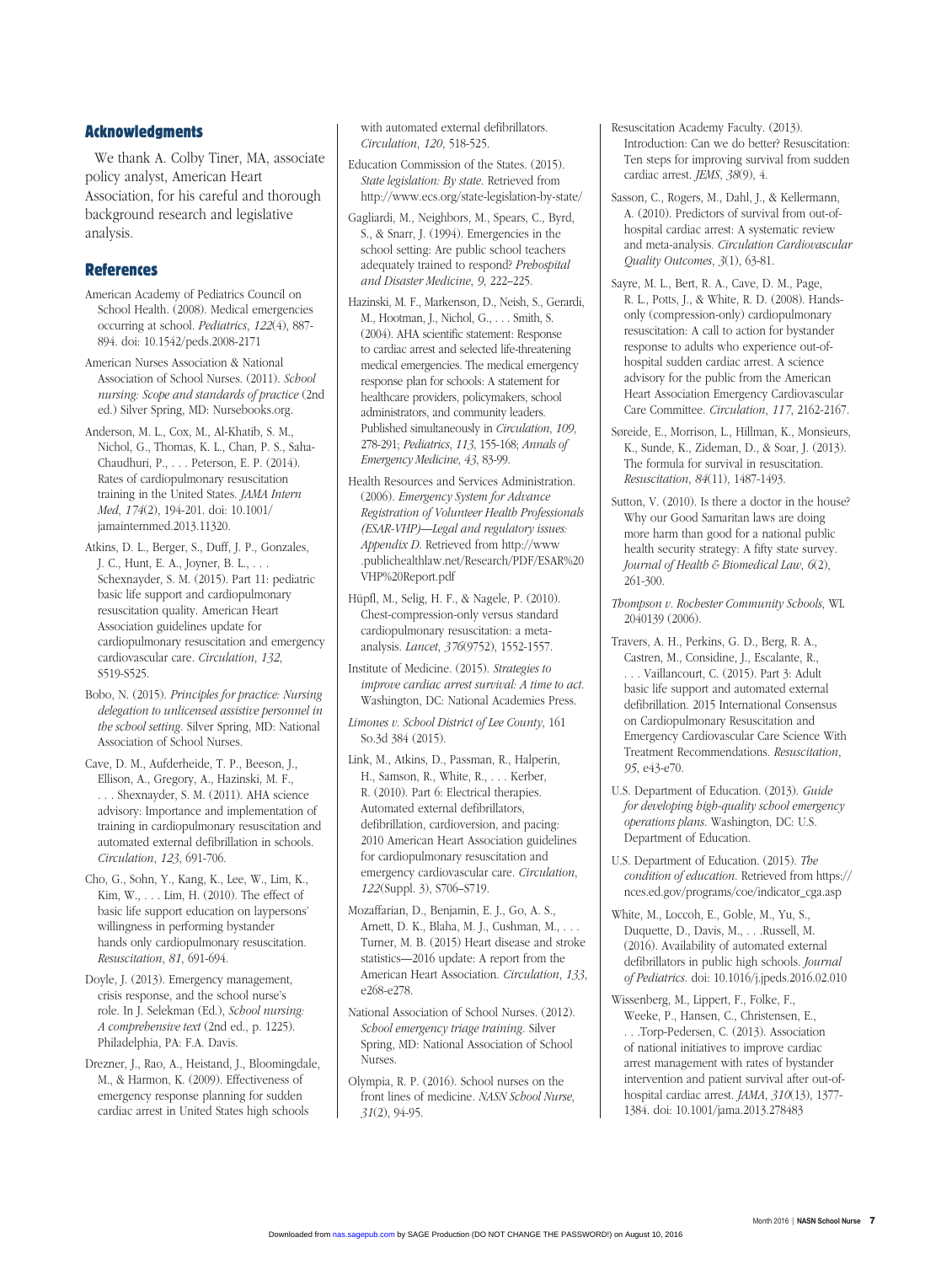## Acknowledgments

We thank A. Colby Tiner, MA, associate policy analyst, American Heart Association, for his careful and thorough background research and legislative analysis.

## References

American Academy of Pediatrics Council on School Health. (2008). Medical emergencies occurring at school. *Pediatrics*, *122*(4), 887-894. doi: 10.1542/peds.2008-2171

American Nurses Association & National Association of School Nurses. (2011). *School nursing: Scope and standards of practice* (2nd ed.) Silver Spring, MD: Nursebooks.org.

Anderson, M. L., Cox, M., Al-Khatib, S. M., Nichol, G., Thomas, K. L., Chan, P. S., Saha-Chaudhuri, P., . . . Peterson, E. P. (2014). Rates of cardiopulmonary resuscitation training in the United States. *JAMA Intern Med*, *174*(2), 194-201. doi: 10.1001/jamainternmed.2013.11320.

Atkins, D. L., Berger, S., Duff, J. P., Gonzales, J. C., Hunt, E. A., Joyner, B. L., . . . Schexnayder, S. M. (2015). Part 11: pediatric basic life support and cardiopulmonary resuscitation quality. American Heart Association guidelines update for cardiopulmonary resuscitation and emergency cardiovascular care. *Circulation*, *132*, S519-S525.

Bobo, N. (2015). *Principles for practice: Nursing delegation to unlicensed assistive personnel in the school setting*. Silver Spring, MD: National Association of School Nurses.

Cave, D. M., Aufderheide, T. P., Beeson, J., Ellison, A., Gregory, A., Hazinski, M. F., . . . Shexnayder, S. M. (2011). AHA science advisory: Importance and implementation of training in cardiopulmonary resuscitation and automated external defibrillation in schools. *Circulation*, *123*, 691-706.

Cho, G., Sohn, Y., Kang, K., Lee, W., Lim, K., Kim, W., . . . Lim, H. (2010). The effect of basic life support education on laypersons' willingness in performing bystander hands only cardiopulmonary resuscitation. *Resuscitation*, *81*, 691-694.

Doyle, J. (2013). Emergency management, crisis response, and the school nurse's role. In J. Selekman (Ed.), *School nursing: A comprehensive text* (2nd ed., p. 1225). Philadelphia, PA: F.A. Davis.

Drezner, J., Rao, A., Heistand, J., Bloomingdale, M., & Harmon, K. (2009). Effectiveness of emergency response planning for sudden cardiac arrest in United States high schools with automated external defibrillators. *Circulation*, *120*, 518-525.

Education Commission of the States. (2015). *State legislation: By state*. Retrieved from http://www.ecs.org/state-legislation-by-state/

Gagliardi, M., Neighbors, M., Spears, C., Byrd, S., & Snarr, J. (1994). Emergencies in the school setting: Are public school teachers adequately trained to respond? *Prehospital and Disaster Medicine*, *9*, 222–225.

Hazinski, M. F., Markenson, D., Neish, S., Gerardi, M., Hootman, J., Nichol, G., . . . Smith, S. (2004). AHA scientific statement: Response to cardiac arrest and selected life-threatening medical emergencies. The medical emergency response plan for schools: A statement for healthcare providers, policymakers, school administrators, and community leaders. Published simultaneously in *Circulation*, *109*, 278-291; *Pediatrics*, *113*, 155-168; *Annals of Emergency Medicine*, *43*, 83-99.

Health Resources and Services Administration. (2006). *Emergency System for Advance Registration of Volunteer Health Professionals (ESAR-VHP)—Legal and regulatory issues: Appendix D*. Retrieved from http://www.publichealthlaw.net/Research/PDF/ESAR%20VHP%20Report.pdf

Hüpfl, M., Selig, H. F., & Nagele, P. (2010). Chest-compression-only versus standard cardiopulmonary resuscitation: a meta-analysis. *Lancet*, *376*(9752), 1552-1557.

Institute of Medicine. (2015). *Strategies to improve cardiac arrest survival: A time to act*. Washington, DC: National Academies Press.

*Limones v. School District of Lee County*, 161 So.3d 384 (2015).

Link, M., Atkins, D., Passman, R., Halperin, H., Samson, R., White, R., . . . Kerber, R. (2010). Part 6: Electrical therapies. Automated external defibrillators, defibrillation, cardioversion, and pacing: 2010 American Heart Association guidelines for cardiopulmonary resuscitation and emergency cardiovascular care. *Circulation*, *122*(Suppl. 3), S706–S719.

Mozaffarian, D., Benjamin, E. J., Go, A. S., Arnett, D. K., Blaha, M. J., Cushman, M., . . . Turner, M. B. (2015) Heart disease and stroke statistics—2016 update: A report from the American Heart Association. *Circulation*, *133*, e268-e278.

National Association of School Nurses. (2012). *School emergency triage training*. Silver Spring, MD: National Association of School Nurses.

Olympia, R. P. (2016). School nurses on the front lines of medicine. *NASN School Nurse*, *31*(2), 94-95.

Resuscitation Academy Faculty. (2013). Introduction: Can we do better? Resuscitation: Ten steps for improving survival from sudden cardiac arrest. *JEMS*, *38*(9), 4.

Sasson, C., Rogers, M., Dahl, J., & Kellermann, A. (2010). Predictors of survival from out-of-hospital cardiac arrest: A systematic review and meta-analysis. *Circulation Cardiovascular Quality Outcomes*, *3*(1), 63-81.

Sayre, M. L., Bert, R. A., Cave, D. M., Page, R. L., Potts, J., & White, R. D. (2008). Hands-only (compression-only) cardiopulmonary resuscitation: A call to action for bystander response to adults who experience out-of-hospital sudden cardiac arrest. A science advisory for the public from the American Heart Association Emergency Cardiovascular Care Committee. *Circulation*, *117*, 2162-2167.

Søreide, E., Morrison, L., Hillman, K., Monsieurs, K., Sunde, K., Zideman, D., & Soar, J. (2013). The formula for survival in resuscitation. *Resuscitation*, *84*(11), 1487-1493.

Sutton, V. (2010). Is there a doctor in the house? Why our Good Samaritan laws are doing more harm than good for a national public health security strategy: A fifty state survey. *Journal of Health & Biomedical Law*, *6*(2), 261-300.

*Thompson v. Rochester Community Schools*, WL 2040139 (2006).

Travers, A. H., Perkins, G. D., Berg, R. A., Castren, M., Considine, J., Escalante, R., . . . Vaillancourt, C. (2015). Part 3: Adult basic life support and automated external defibrillation. 2015 International Consensus on Cardiopulmonary Resuscitation and Emergency Cardiovascular Care Science With Treatment Recommendations. *Resuscitation*, *95*, e43-e70.

U.S. Department of Education. (2013). *Guide for developing high-quality school emergency operations plans*. Washington, DC: U.S. Department of Education.

U.S. Department of Education. (2015). *The condition of education*. Retrieved from https://nces.ed.gov/programs/coe/indicator_cga.asp

White, M., Loccoh, E., Goble, M., Yu, S., Duquette, D., Davis, M., . . .Russell, M. (2016). Availability of automated external defibrillators in public high schools. *Journal of Pediatrics*. doi: 10.1016/j.jpeds.2016.02.010

Wissenberg, M., Lippert, F., Folke, F., Weeke, P., Hansen, C., Christensen, E., . . .Torp-Pedersen, C. (2013). Association of national initiatives to improve cardiac arrest management with rates of bystander intervention and patient survival after out-of-hospital cardiac arrest. *JAMA*, *310*(13), 1377-1384. doi: 10.1001/jama.2013.278483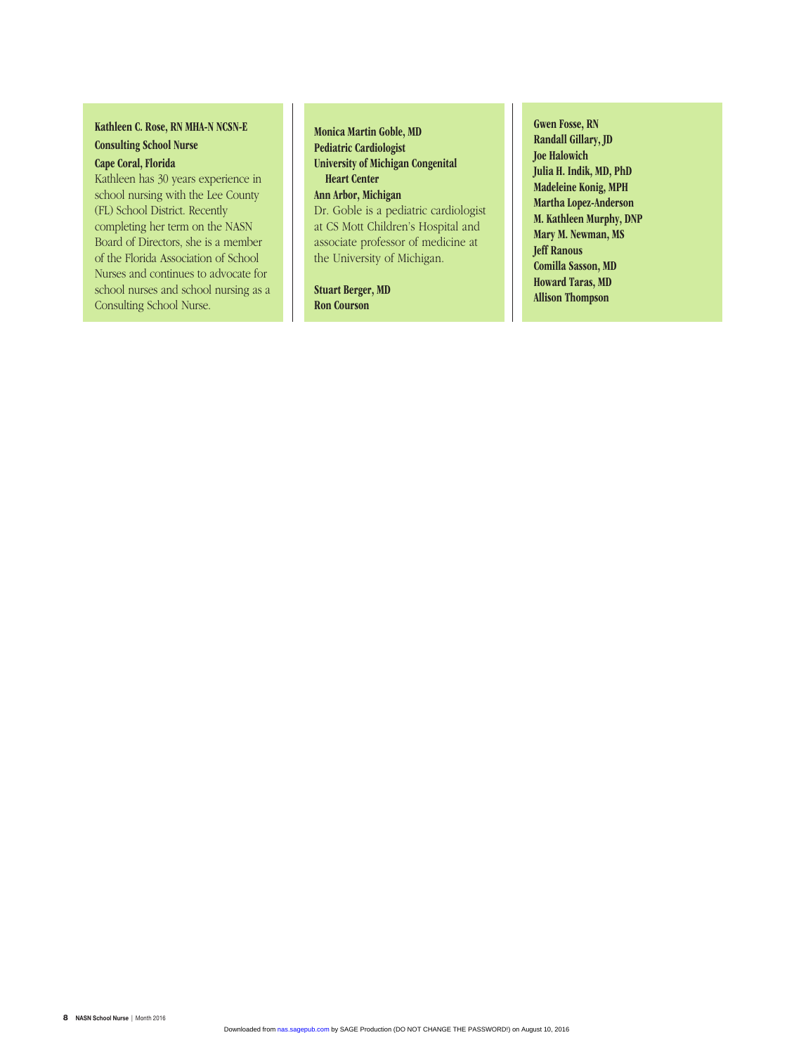**Kathleen C. Rose, RN MHA-N NCSN-E**
**Consulting School Nurse**
**Cape Coral, Florida**
Kathleen has 30 years experience in school nursing with the Lee County (FL) School District. Recently completing her term on the NASN Board of Directors, she is a member of the Florida Association of School Nurses and continues to advocate for school nurses and school nursing as a Consulting School Nurse.

**Monica Martin Goble, MD**
**Pediatric Cardiologist**
**University of Michigan Congenital Heart Center**
**Ann Arbor, Michigan**
Dr. Goble is a pediatric cardiologist at CS Mott Children's Hospital and associate professor of medicine at the University of Michigan.

**Stuart Berger, MD**
**Ron Courson**
**Gwen Fosse, RN**
**Randall Gillary, JD**
**Joe Halowich**
**Julia H. Indik, MD, PhD**
**Madeleine Konig, MPH**
**Martha Lopez-Anderson**
**M. Kathleen Murphy, DNP**
**Mary M. Newman, MS**
**Jeff Ranous**
**Comilla Sasson, MD**
**Howard Taras, MD**
**Allison Thompson**